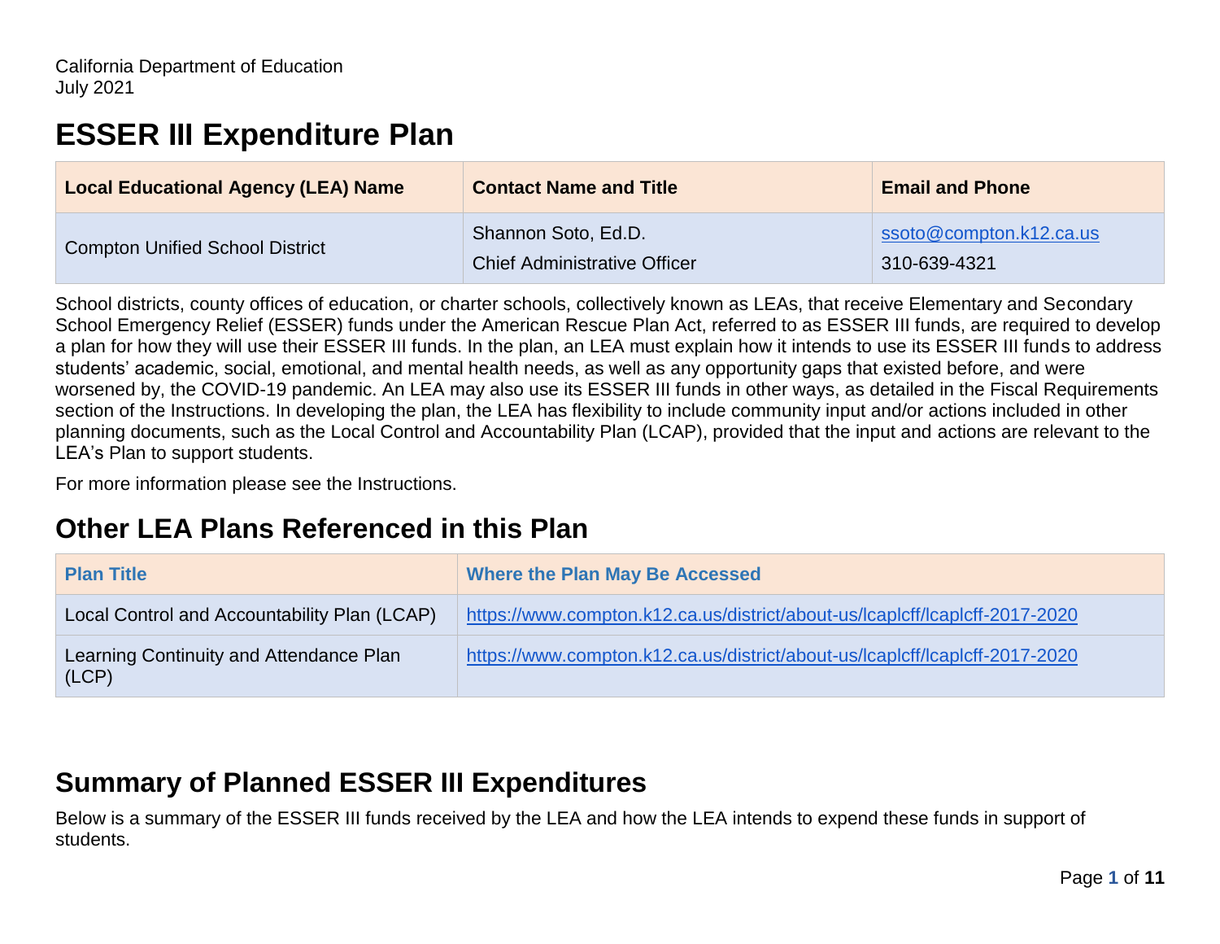California Department of Education
July 2021

# ESSER III Expenditure Plan

| Local Educational Agency (LEA) Name | Contact Name and Title | Email and Phone |
| --- | --- | --- |
| Compton Unified School District | Shannon Soto, Ed.D. Chief Administrative Officer | ssoto@compton.k12.ca.us 310-639-4321 |

School districts, county offices of education, or charter schools, collectively known as LEAs, that receive Elementary and Secondary School Emergency Relief (ESSER) funds under the American Rescue Plan Act, referred to as ESSER III funds, are required to develop a plan for how they will use their ESSER III funds. In the plan, an LEA must explain how it intends to use its ESSER III funds to address students' academic, social, emotional, and mental health needs, as well as any opportunity gaps that existed before, and were worsened by, the COVID-19 pandemic. An LEA may also use its ESSER III funds in other ways, as detailed in the Fiscal Requirements section of the Instructions. In developing the plan, the LEA has flexibility to include community input and/or actions included in other planning documents, such as the Local Control and Accountability Plan (LCAP), provided that the input and actions are relevant to the LEA's Plan to support students.

For more information please see the Instructions.

## Other LEA Plans Referenced in this Plan

| Plan Title | Where the Plan May Be Accessed |
| --- | --- |
| Local Control and Accountability Plan (LCAP) | https://www.compton.k12.ca.us/district/about-us/lcaplcff/lcaplcff-2017-2020 |
| Learning Continuity and Attendance Plan (LCP) | https://www.compton.k12.ca.us/district/about-us/lcaplcff/lcaplcff-2017-2020 |

## Summary of Planned ESSER III Expenditures

Below is a summary of the ESSER III funds received by the LEA and how the LEA intends to expend these funds in support of students.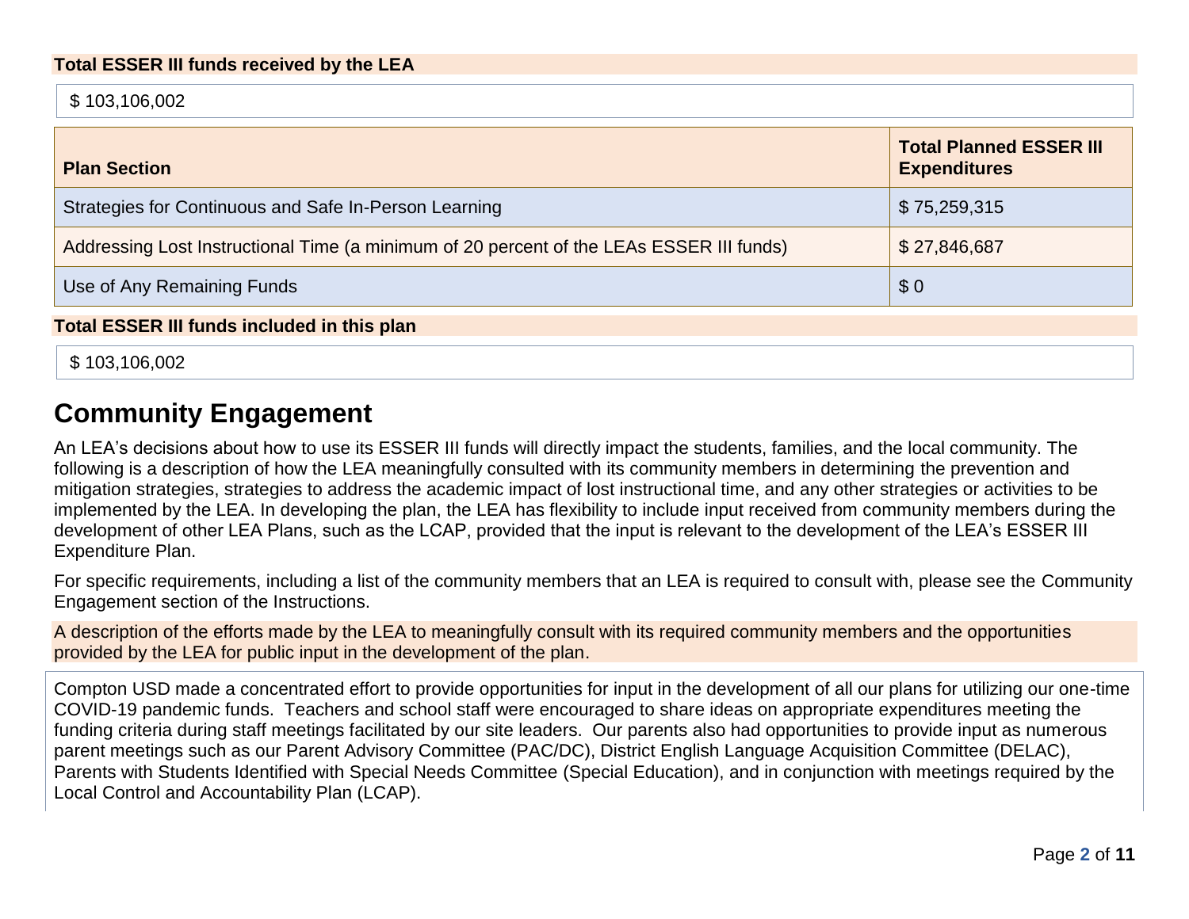**Total ESSER III funds received by the LEA**

$ 103,106,002

| Plan Section | Total Planned ESSER III Expenditures |
|---|---|
| Strategies for Continuous and Safe In-Person Learning | $ 75,259,315 |
| Addressing Lost Instructional Time (a minimum of 20 percent of the LEAs ESSER III funds) | $ 27,846,687 |
| Use of Any Remaining Funds | $ 0 |

**Total ESSER III funds included in this plan**

$ 103,106,002

# Community Engagement

An LEA's decisions about how to use its ESSER III funds will directly impact the students, families, and the local community. The following is a description of how the LEA meaningfully consulted with its community members in determining the prevention and mitigation strategies, strategies to address the academic impact of lost instructional time, and any other strategies or activities to be implemented by the LEA. In developing the plan, the LEA has flexibility to include input received from community members during the development of other LEA Plans, such as the LCAP, provided that the input is relevant to the development of the LEA's ESSER III Expenditure Plan.

For specific requirements, including a list of the community members that an LEA is required to consult with, please see the Community Engagement section of the Instructions.

A description of the efforts made by the LEA to meaningfully consult with its required community members and the opportunities provided by the LEA for public input in the development of the plan.

Compton USD made a concentrated effort to provide opportunities for input in the development of all our plans for utilizing our one-time COVID-19 pandemic funds. Teachers and school staff were encouraged to share ideas on appropriate expenditures meeting the funding criteria during staff meetings facilitated by our site leaders. Our parents also had opportunities to provide input as numerous parent meetings such as our Parent Advisory Committee (PAC/DC), District English Language Acquisition Committee (DELAC), Parents with Students Identified with Special Needs Committee (Special Education), and in conjunction with meetings required by the Local Control and Accountability Plan (LCAP).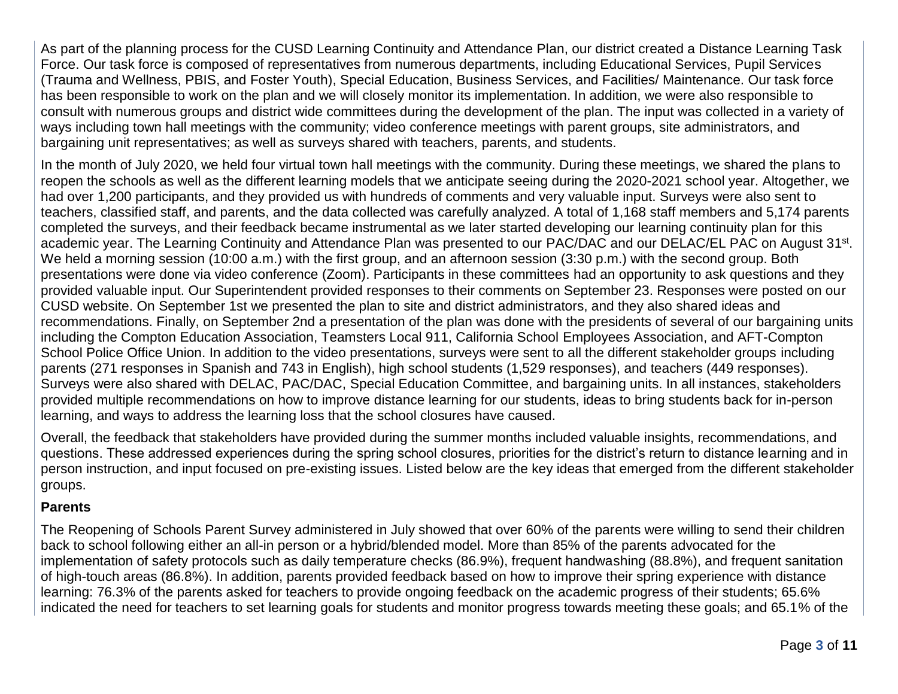As part of the planning process for the CUSD Learning Continuity and Attendance Plan, our district created a Distance Learning Task Force. Our task force is composed of representatives from numerous departments, including Educational Services, Pupil Services (Trauma and Wellness, PBIS, and Foster Youth), Special Education, Business Services, and Facilities/ Maintenance. Our task force has been responsible to work on the plan and we will closely monitor its implementation. In addition, we were also responsible to consult with numerous groups and district wide committees during the development of the plan. The input was collected in a variety of ways including town hall meetings with the community; video conference meetings with parent groups, site administrators, and bargaining unit representatives; as well as surveys shared with teachers, parents, and students.

In the month of July 2020, we held four virtual town hall meetings with the community. During these meetings, we shared the plans to reopen the schools as well as the different learning models that we anticipate seeing during the 2020-2021 school year. Altogether, we had over 1,200 participants, and they provided us with hundreds of comments and very valuable input. Surveys were also sent to teachers, classified staff, and parents, and the data collected was carefully analyzed. A total of 1,168 staff members and 5,174 parents completed the surveys, and their feedback became instrumental as we later started developing our learning continuity plan for this academic year. The Learning Continuity and Attendance Plan was presented to our PAC/DAC and our DELAC/EL PAC on August 31st. We held a morning session (10:00 a.m.) with the first group, and an afternoon session (3:30 p.m.) with the second group. Both presentations were done via video conference (Zoom). Participants in these committees had an opportunity to ask questions and they provided valuable input. Our Superintendent provided responses to their comments on September 23. Responses were posted on our CUSD website. On September 1st we presented the plan to site and district administrators, and they also shared ideas and recommendations. Finally, on September 2nd a presentation of the plan was done with the presidents of several of our bargaining units including the Compton Education Association, Teamsters Local 911, California School Employees Association, and AFT-Compton School Police Office Union. In addition to the video presentations, surveys were sent to all the different stakeholder groups including parents (271 responses in Spanish and 743 in English), high school students (1,529 responses), and teachers (449 responses). Surveys were also shared with DELAC, PAC/DAC, Special Education Committee, and bargaining units. In all instances, stakeholders provided multiple recommendations on how to improve distance learning for our students, ideas to bring students back for in-person learning, and ways to address the learning loss that the school closures have caused.

Overall, the feedback that stakeholders have provided during the summer months included valuable insights, recommendations, and questions. These addressed experiences during the spring school closures, priorities for the district's return to distance learning and in person instruction, and input focused on pre-existing issues. Listed below are the key ideas that emerged from the different stakeholder groups.

**Parents**

The Reopening of Schools Parent Survey administered in July showed that over 60% of the parents were willing to send their children back to school following either an all-in person or a hybrid/blended model. More than 85% of the parents advocated for the implementation of safety protocols such as daily temperature checks (86.9%), frequent handwashing (88.8%), and frequent sanitation of high-touch areas (86.8%). In addition, parents provided feedback based on how to improve their spring experience with distance learning: 76.3% of the parents asked for teachers to provide ongoing feedback on the academic progress of their students; 65.6% indicated the need for teachers to set learning goals for students and monitor progress towards meeting these goals; and 65.1% of the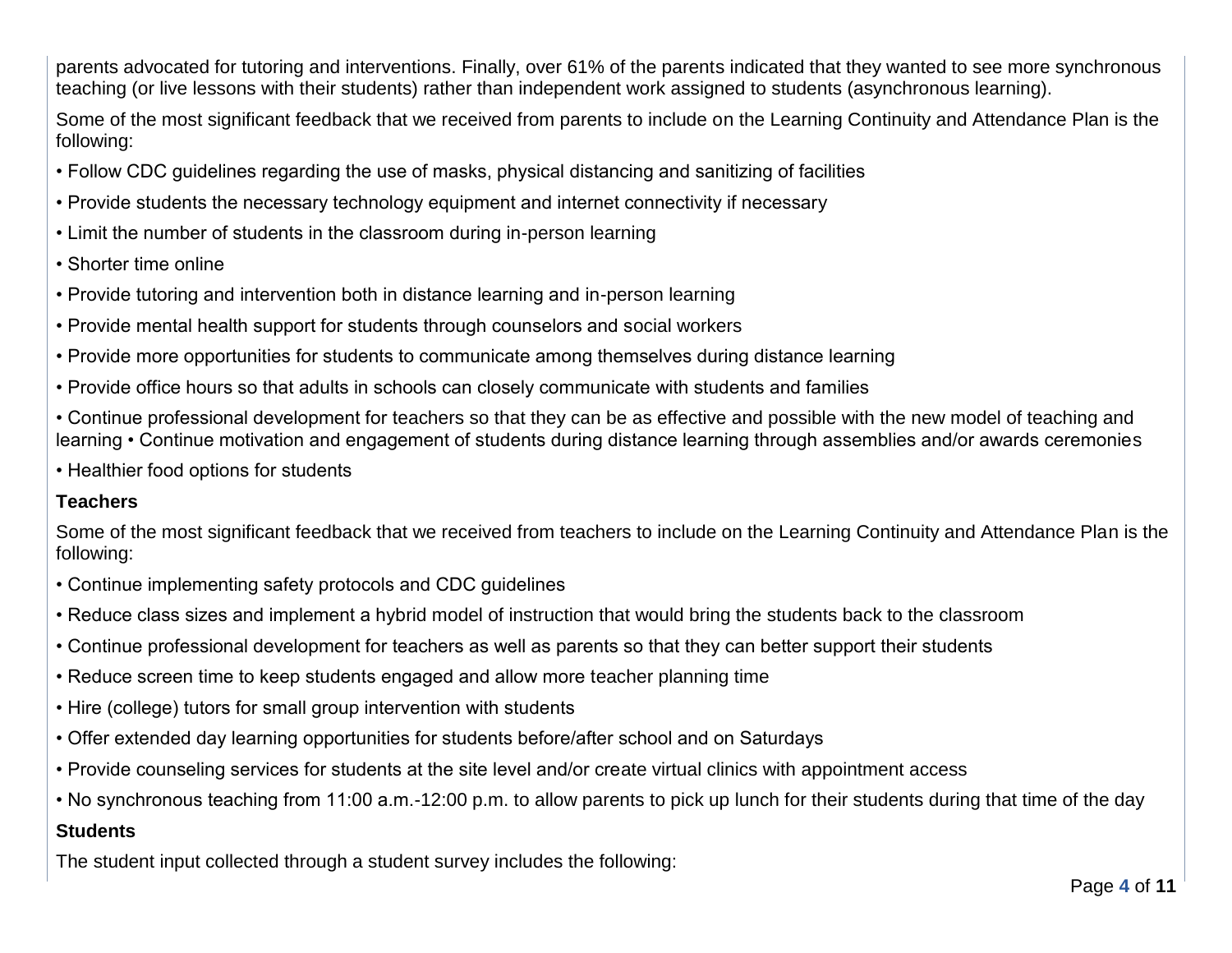parents advocated for tutoring and interventions. Finally, over 61% of the parents indicated that they wanted to see more synchronous teaching (or live lessons with their students) rather than independent work assigned to students (asynchronous learning).

Some of the most significant feedback that we received from parents to include on the Learning Continuity and Attendance Plan is the following:

- Follow CDC guidelines regarding the use of masks, physical distancing and sanitizing of facilities
- Provide students the necessary technology equipment and internet connectivity if necessary
- Limit the number of students in the classroom during in-person learning
- Shorter time online
- Provide tutoring and intervention both in distance learning and in-person learning
- Provide mental health support for students through counselors and social workers
- Provide more opportunities for students to communicate among themselves during distance learning
- Provide office hours so that adults in schools can closely communicate with students and families
- Continue professional development for teachers so that they can be as effective and possible with the new model of teaching and learning • Continue motivation and engagement of students during distance learning through assemblies and/or awards ceremonies
- Healthier food options for students

**Teachers**

Some of the most significant feedback that we received from teachers to include on the Learning Continuity and Attendance Plan is the following:

- Continue implementing safety protocols and CDC guidelines
- Reduce class sizes and implement a hybrid model of instruction that would bring the students back to the classroom
- Continue professional development for teachers as well as parents so that they can better support their students
- Reduce screen time to keep students engaged and allow more teacher planning time
- Hire (college) tutors for small group intervention with students
- Offer extended day learning opportunities for students before/after school and on Saturdays
- Provide counseling services for students at the site level and/or create virtual clinics with appointment access
- No synchronous teaching from 11:00 a.m.-12:00 p.m. to allow parents to pick up lunch for their students during that time of the day

**Students**

The student input collected through a student survey includes the following: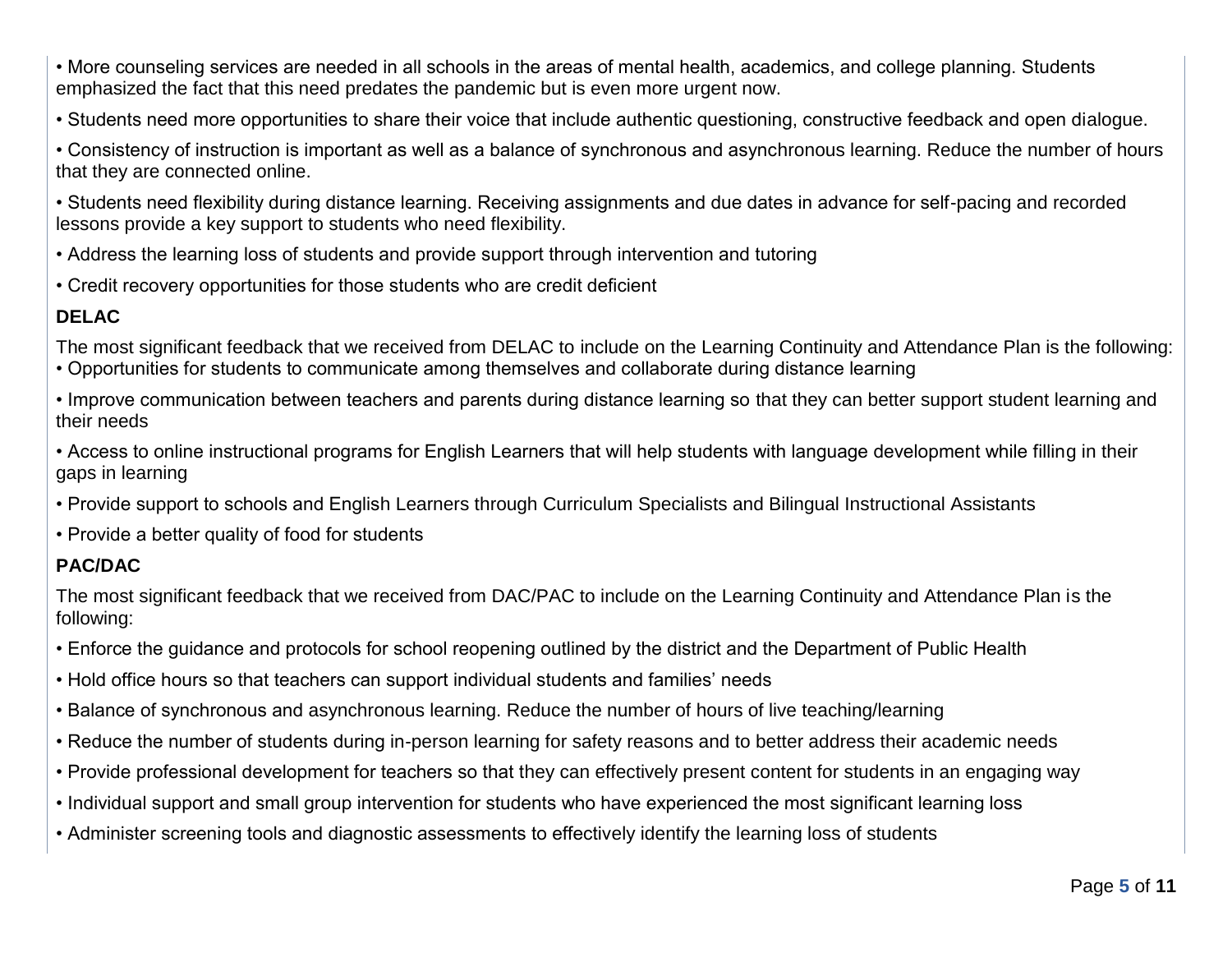- More counseling services are needed in all schools in the areas of mental health, academics, and college planning. Students emphasized the fact that this need predates the pandemic but is even more urgent now.
- Students need more opportunities to share their voice that include authentic questioning, constructive feedback and open dialogue.
- Consistency of instruction is important as well as a balance of synchronous and asynchronous learning. Reduce the number of hours that they are connected online.
- Students need flexibility during distance learning. Receiving assignments and due dates in advance for self-pacing and recorded lessons provide a key support to students who need flexibility.
- Address the learning loss of students and provide support through intervention and tutoring
- Credit recovery opportunities for those students who are credit deficient

**DELAC**

The most significant feedback that we received from DELAC to include on the Learning Continuity and Attendance Plan is the following:

- Opportunities for students to communicate among themselves and collaborate during distance learning
- Improve communication between teachers and parents during distance learning so that they can better support student learning and their needs
- Access to online instructional programs for English Learners that will help students with language development while filling in their gaps in learning
- Provide support to schools and English Learners through Curriculum Specialists and Bilingual Instructional Assistants
- Provide a better quality of food for students

**PAC/DAC**

The most significant feedback that we received from DAC/PAC to include on the Learning Continuity and Attendance Plan is the following:

- Enforce the guidance and protocols for school reopening outlined by the district and the Department of Public Health
- Hold office hours so that teachers can support individual students and families' needs
- Balance of synchronous and asynchronous learning. Reduce the number of hours of live teaching/learning
- Reduce the number of students during in-person learning for safety reasons and to better address their academic needs
- Provide professional development for teachers so that they can effectively present content for students in an engaging way
- Individual support and small group intervention for students who have experienced the most significant learning loss
- Administer screening tools and diagnostic assessments to effectively identify the learning loss of students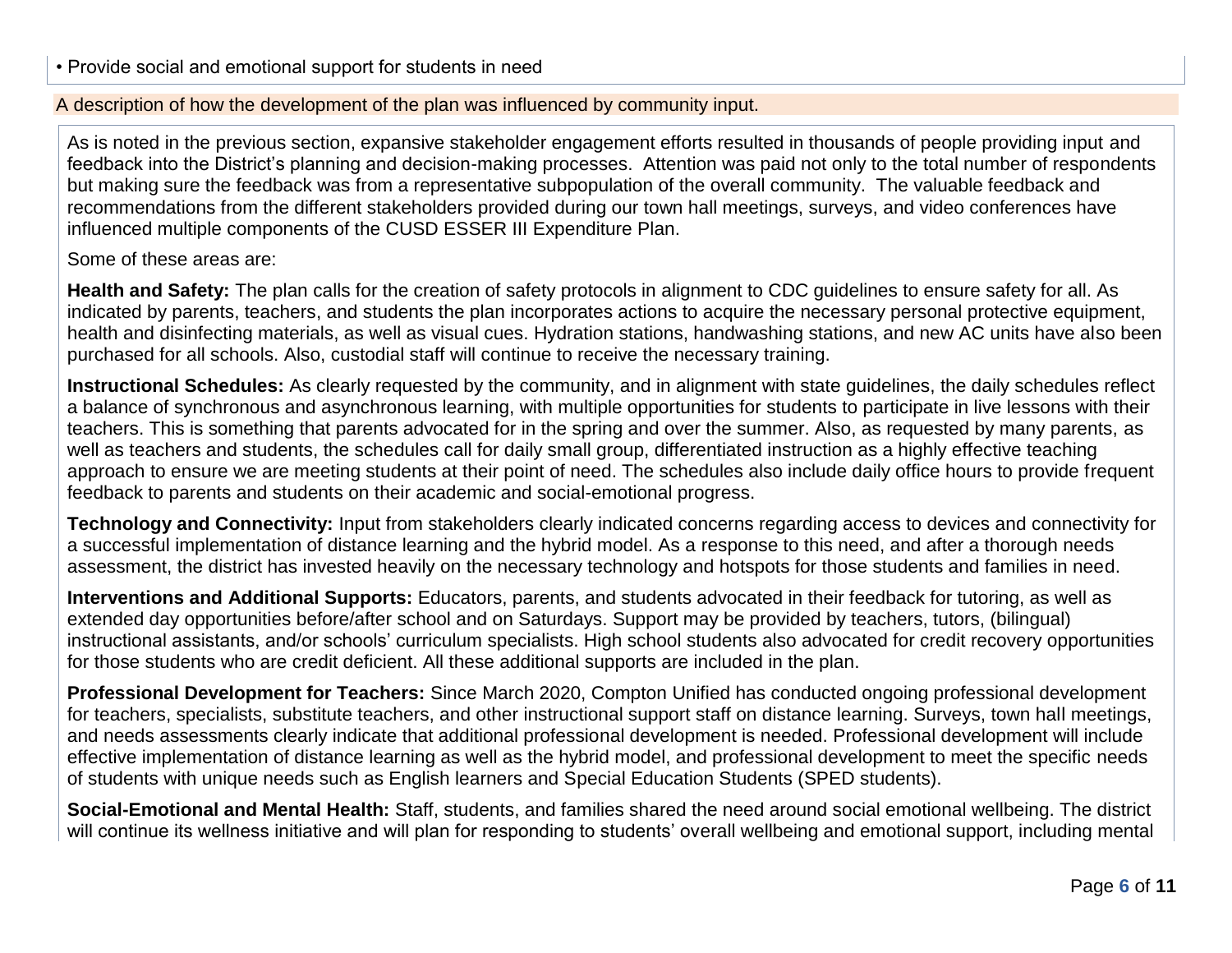• Provide social and emotional support for students in need

## A description of how the development of the plan was influenced by community input.

As is noted in the previous section, expansive stakeholder engagement efforts resulted in thousands of people providing input and feedback into the District's planning and decision-making processes. Attention was paid not only to the total number of respondents but making sure the feedback was from a representative subpopulation of the overall community. The valuable feedback and recommendations from the different stakeholders provided during our town hall meetings, surveys, and video conferences have influenced multiple components of the CUSD ESSER III Expenditure Plan.

Some of these areas are:

**Health and Safety:** The plan calls for the creation of safety protocols in alignment to CDC guidelines to ensure safety for all. As indicated by parents, teachers, and students the plan incorporates actions to acquire the necessary personal protective equipment, health and disinfecting materials, as well as visual cues. Hydration stations, handwashing stations, and new AC units have also been purchased for all schools. Also, custodial staff will continue to receive the necessary training.

**Instructional Schedules:** As clearly requested by the community, and in alignment with state guidelines, the daily schedules reflect a balance of synchronous and asynchronous learning, with multiple opportunities for students to participate in live lessons with their teachers. This is something that parents advocated for in the spring and over the summer. Also, as requested by many parents, as well as teachers and students, the schedules call for daily small group, differentiated instruction as a highly effective teaching approach to ensure we are meeting students at their point of need. The schedules also include daily office hours to provide frequent feedback to parents and students on their academic and social-emotional progress.

**Technology and Connectivity:** Input from stakeholders clearly indicated concerns regarding access to devices and connectivity for a successful implementation of distance learning and the hybrid model. As a response to this need, and after a thorough needs assessment, the district has invested heavily on the necessary technology and hotspots for those students and families in need.

**Interventions and Additional Supports:** Educators, parents, and students advocated in their feedback for tutoring, as well as extended day opportunities before/after school and on Saturdays. Support may be provided by teachers, tutors, (bilingual) instructional assistants, and/or schools' curriculum specialists. High school students also advocated for credit recovery opportunities for those students who are credit deficient. All these additional supports are included in the plan.

**Professional Development for Teachers:** Since March 2020, Compton Unified has conducted ongoing professional development for teachers, specialists, substitute teachers, and other instructional support staff on distance learning. Surveys, town hall meetings, and needs assessments clearly indicate that additional professional development is needed. Professional development will include effective implementation of distance learning as well as the hybrid model, and professional development to meet the specific needs of students with unique needs such as English learners and Special Education Students (SPED students).

**Social-Emotional and Mental Health:** Staff, students, and families shared the need around social emotional wellbeing. The district will continue its wellness initiative and will plan for responding to students' overall wellbeing and emotional support, including mental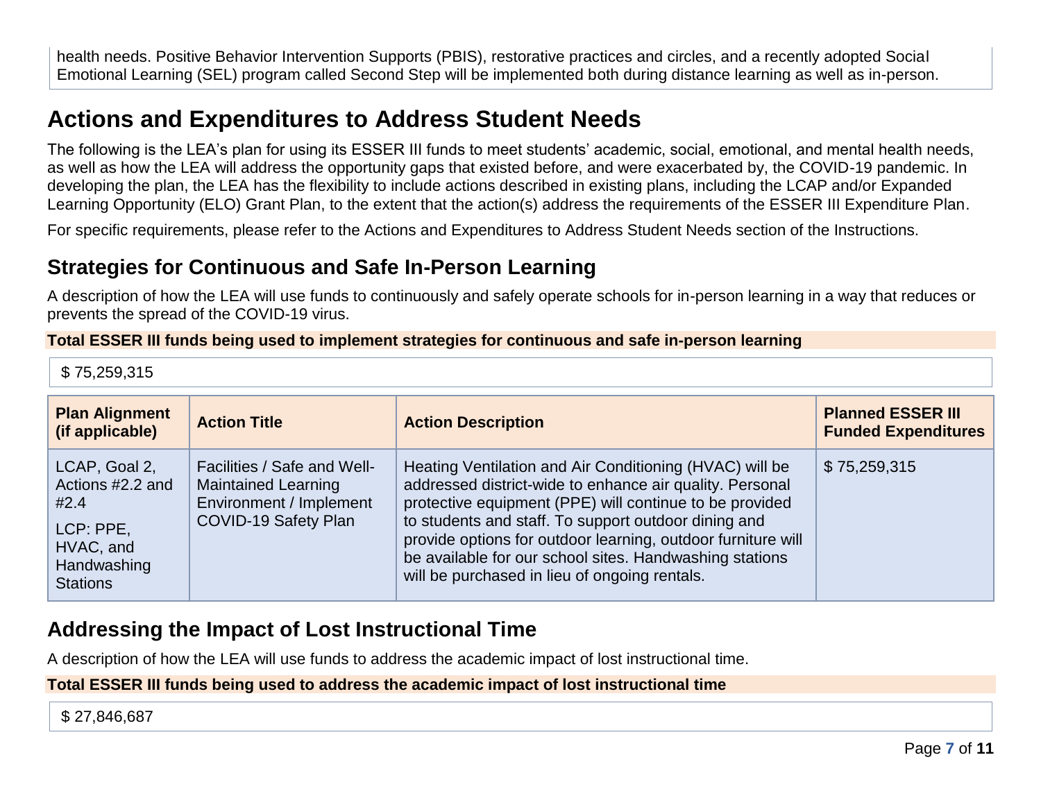health needs. Positive Behavior Intervention Supports (PBIS), restorative practices and circles, and a recently adopted Social Emotional Learning (SEL) program called Second Step will be implemented both during distance learning as well as in-person.

# Actions and Expenditures to Address Student Needs

The following is the LEA's plan for using its ESSER III funds to meet students' academic, social, emotional, and mental health needs, as well as how the LEA will address the opportunity gaps that existed before, and were exacerbated by, the COVID-19 pandemic. In developing the plan, the LEA has the flexibility to include actions described in existing plans, including the LCAP and/or Expanded Learning Opportunity (ELO) Grant Plan, to the extent that the action(s) address the requirements of the ESSER III Expenditure Plan.

For specific requirements, please refer to the Actions and Expenditures to Address Student Needs section of the Instructions.

## Strategies for Continuous and Safe In-Person Learning

A description of how the LEA will use funds to continuously and safely operate schools for in-person learning in a way that reduces or prevents the spread of the COVID-19 virus.

**Total ESSER III funds being used to implement strategies for continuous and safe in-person learning**

$ 75,259,315

| Plan Alignment (if applicable) | Action Title | Action Description | Planned ESSER III Funded Expenditures |
|---|---|---|---|
| LCAP, Goal 2, Actions #2.2 and #2.4<br>LCP: PPE, HVAC, and Handwashing Stations | Facilities / Safe and Well-Maintained Learning Environment / Implement COVID-19 Safety Plan | Heating Ventilation and Air Conditioning (HVAC) will be addressed district-wide to enhance air quality. Personal protective equipment (PPE) will continue to be provided to students and staff. To support outdoor dining and provide options for outdoor learning, outdoor furniture will be available for our school sites. Handwashing stations will be purchased in lieu of ongoing rentals. | $ 75,259,315 |

## Addressing the Impact of Lost Instructional Time

A description of how the LEA will use funds to address the academic impact of lost instructional time.

**Total ESSER III funds being used to address the academic impact of lost instructional time**

$ 27,846,687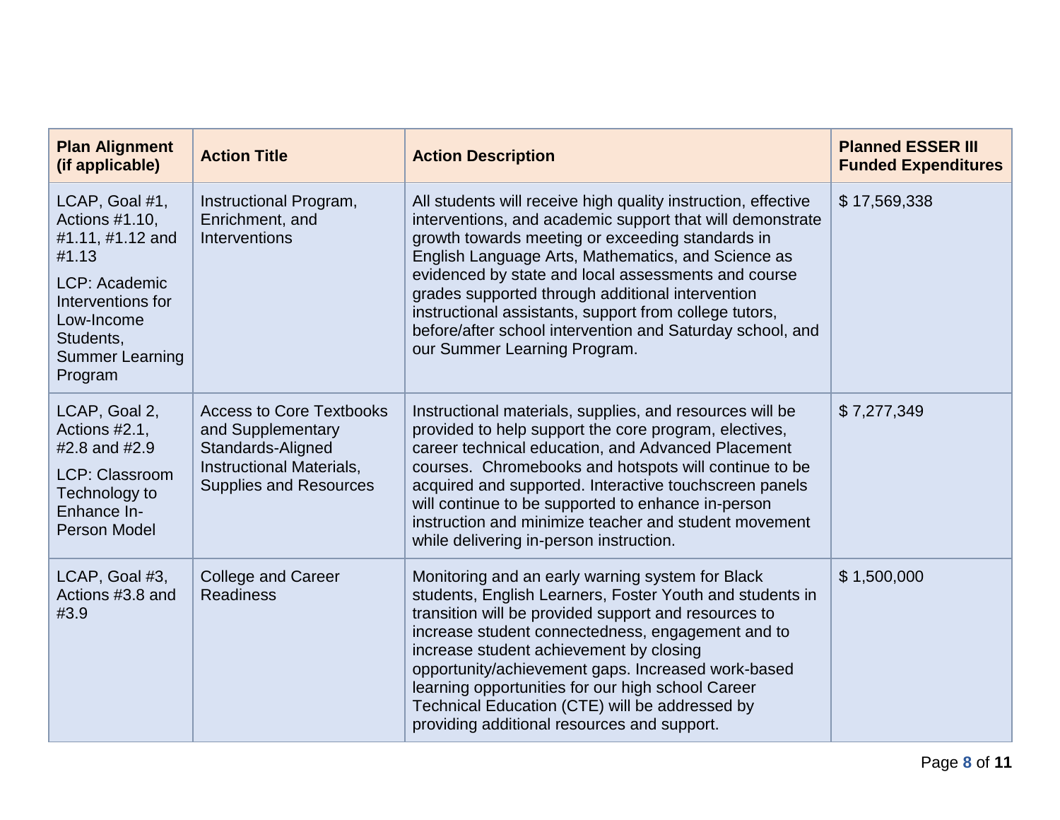| Plan Alignment (if applicable) | Action Title | Action Description | Planned ESSER III Funded Expenditures |
|---|---|---|---|
| LCAP, Goal #1, Actions #1.10, #1.11, #1.12 and #1.13<br><br>LCP: Academic Interventions for Low-Income Students, Summer Learning Program | Instructional Program, Enrichment, and Interventions | All students will receive high quality instruction, effective interventions, and academic support that will demonstrate growth towards meeting or exceeding standards in English Language Arts, Mathematics, and Science as evidenced by state and local assessments and course grades supported through additional intervention instructional assistants, support from college tutors, before/after school intervention and Saturday school, and our Summer Learning Program. | $ 17,569,338 |
| LCAP, Goal 2, Actions #2.1, #2.8 and #2.9<br><br>LCP: Classroom Technology to Enhance In-Person Model | Access to Core Textbooks and Supplementary Standards-Aligned Instructional Materials, Supplies and Resources | Instructional materials, supplies, and resources will be provided to help support the core program, electives, career technical education, and Advanced Placement courses. Chromebooks and hotspots will continue to be acquired and supported. Interactive touchscreen panels will continue to be supported to enhance in-person instruction and minimize teacher and student movement while delivering in-person instruction. | $ 7,277,349 |
| LCAP, Goal #3, Actions #3.8 and #3.9 | College and Career Readiness | Monitoring and an early warning system for Black students, English Learners, Foster Youth and students in transition will be provided support and resources to increase student connectedness, engagement and to increase student achievement by closing opportunity/achievement gaps. Increased work-based learning opportunities for our high school Career Technical Education (CTE) will be addressed by providing additional resources and support. | $ 1,500,000 |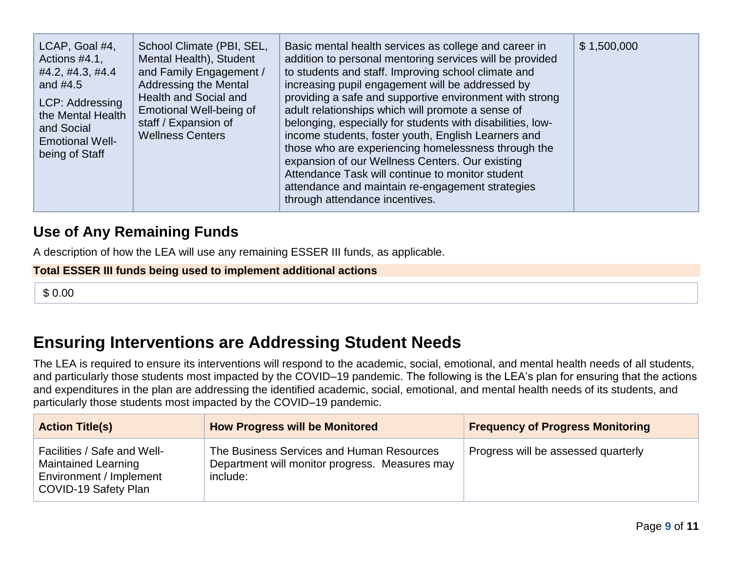| LCAP, Goal #4, Actions #4.1, #4.2, #4.3, #4.4 and #4.5<br>LCP: Addressing the Mental Health and Social Emotional Well-being of Staff | School Climate (PBI, SEL, Mental Health), Student and Family Engagement / Addressing the Mental Health and Social and Emotional Well-being of staff / Expansion of Wellness Centers | Basic mental health services as college and career in addition to personal mentoring services will be provided to students and staff. Improving school climate and increasing pupil engagement will be addressed by providing a safe and supportive environment with strong adult relationships which will promote a sense of belonging, especially for students with disabilities, low-income students, foster youth, English Learners and those who are experiencing homelessness through the expansion of our Wellness Centers. Our existing Attendance Task will continue to monitor student attendance and maintain re-engagement strategies through attendance incentives. | $ 1,500,000 |
|---|---|---|---|

## Use of Any Remaining Funds

A description of how the LEA will use any remaining ESSER III funds, as applicable.

**Total ESSER III funds being used to implement additional actions**

$ 0.00

# Ensuring Interventions are Addressing Student Needs

The LEA is required to ensure its interventions will respond to the academic, social, emotional, and mental health needs of all students, and particularly those students most impacted by the COVID–19 pandemic. The following is the LEA's plan for ensuring that the actions and expenditures in the plan are addressing the identified academic, social, emotional, and mental health needs of its students, and particularly those students most impacted by the COVID–19 pandemic.

| Action Title(s) | How Progress will be Monitored | Frequency of Progress Monitoring |
|---|---|---|
| Facilities / Safe and Well-Maintained Learning Environment / Implement COVID-19 Safety Plan | The Business Services and Human Resources Department will monitor progress. Measures may include: | Progress will be assessed quarterly |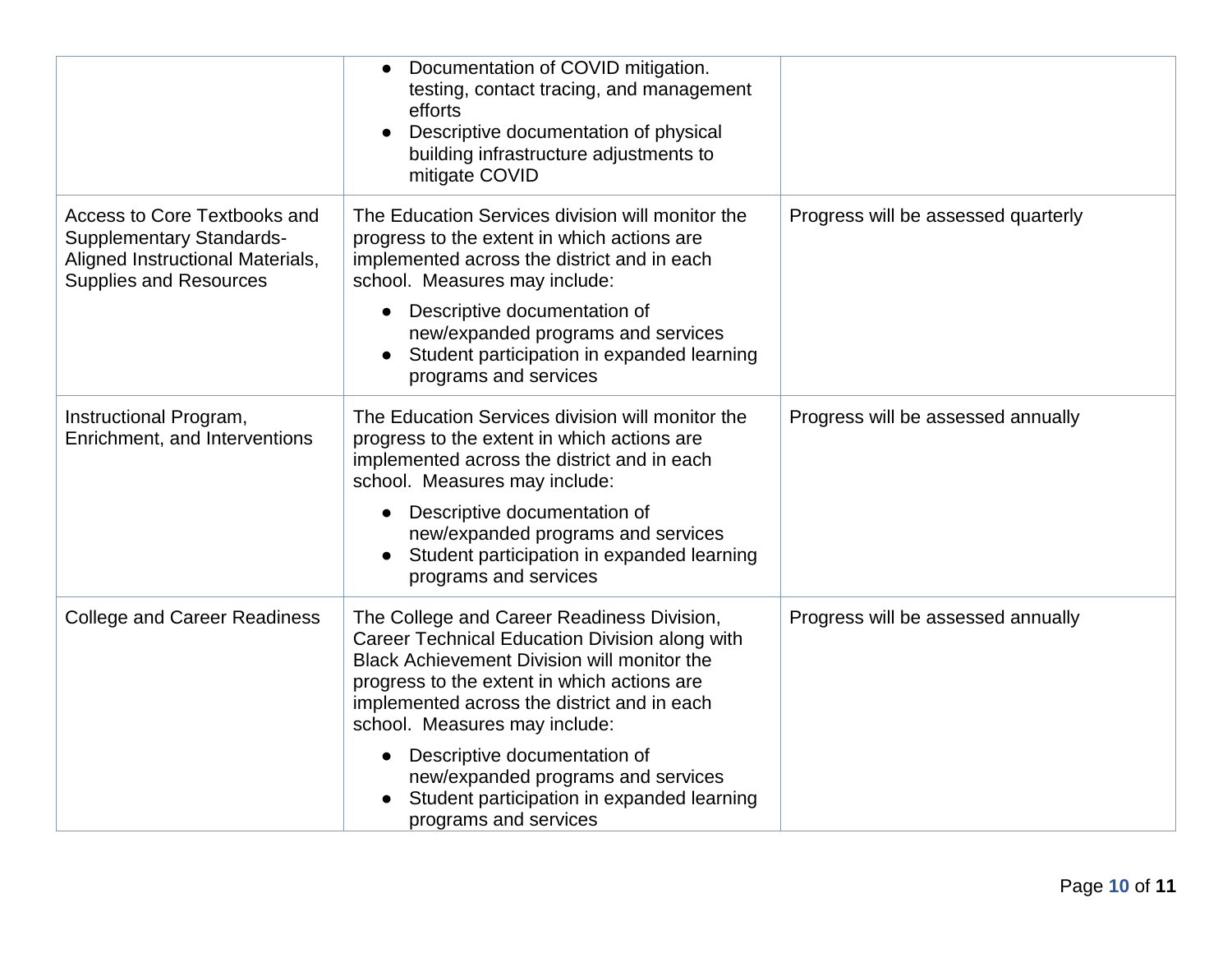| | | |
|---|---|---|
| | • Documentation of COVID mitigation. testing, contact tracing, and management efforts<br>• Descriptive documentation of physical building infrastructure adjustments to mitigate COVID | |
| Access to Core Textbooks and Supplementary Standards-Aligned Instructional Materials, Supplies and Resources | The Education Services division will monitor the progress to the extent in which actions are implemented across the district and in each school. Measures may include:<br>• Descriptive documentation of new/expanded programs and services<br>• Student participation in expanded learning programs and services | Progress will be assessed quarterly |
| Instructional Program, Enrichment, and Interventions | The Education Services division will monitor the progress to the extent in which actions are implemented across the district and in each school. Measures may include:<br>• Descriptive documentation of new/expanded programs and services<br>• Student participation in expanded learning programs and services | Progress will be assessed annually |
| College and Career Readiness | The College and Career Readiness Division, Career Technical Education Division along with Black Achievement Division will monitor the progress to the extent in which actions are implemented across the district and in each school. Measures may include:<br>• Descriptive documentation of new/expanded programs and services<br>• Student participation in expanded learning programs and services | Progress will be assessed annually |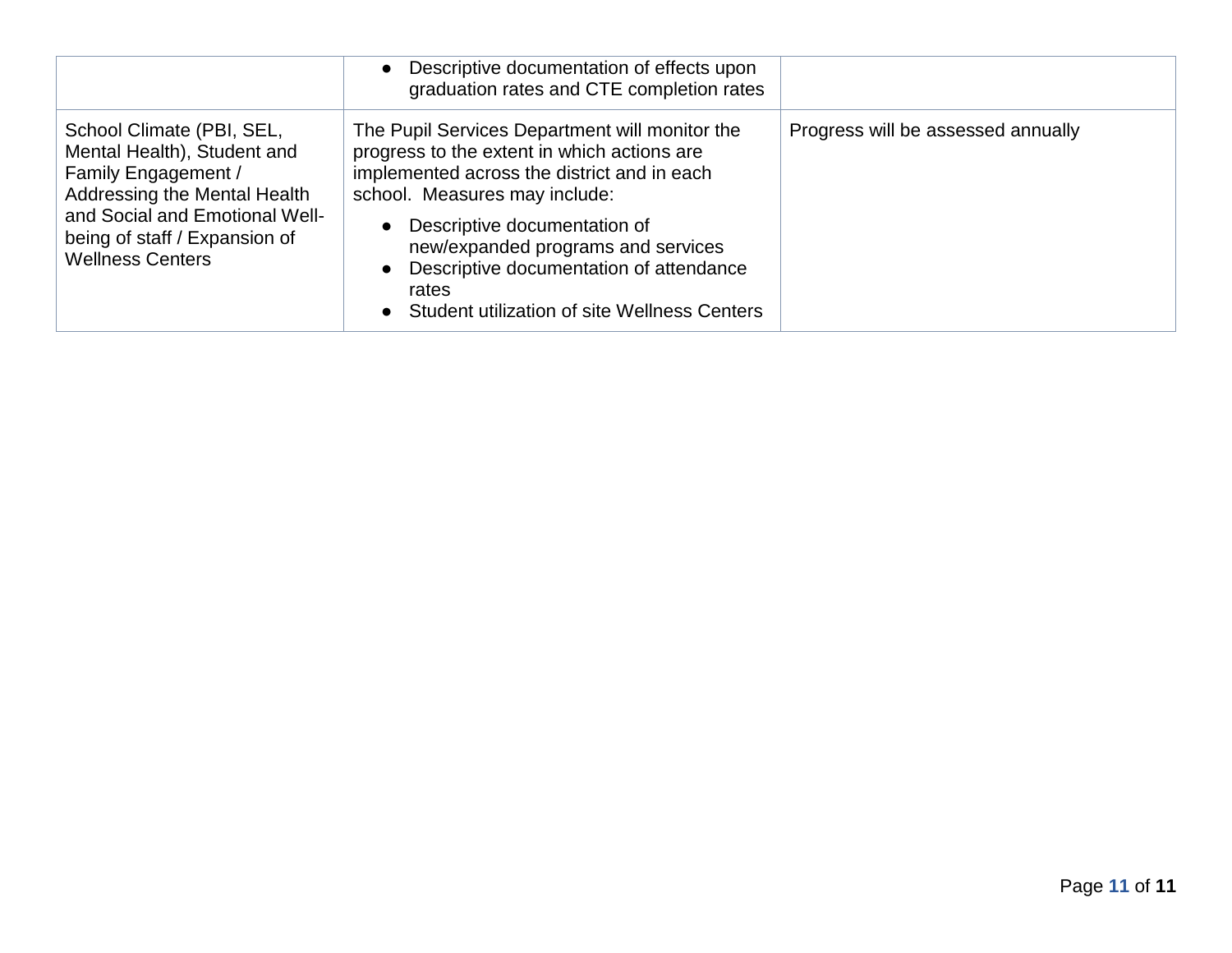| | | |
|---|---|---|
| | • Descriptive documentation of effects upon graduation rates and CTE completion rates | |
| School Climate (PBI, SEL, Mental Health), Student and Family Engagement / Addressing the Mental Health and Social and Emotional Well-being of staff / Expansion of Wellness Centers | The Pupil Services Department will monitor the progress to the extent in which actions are implemented across the district and in each school. Measures may include:<br>• Descriptive documentation of new/expanded programs and services<br>• Descriptive documentation of attendance rates<br>• Student utilization of site Wellness Centers | Progress will be assessed annually |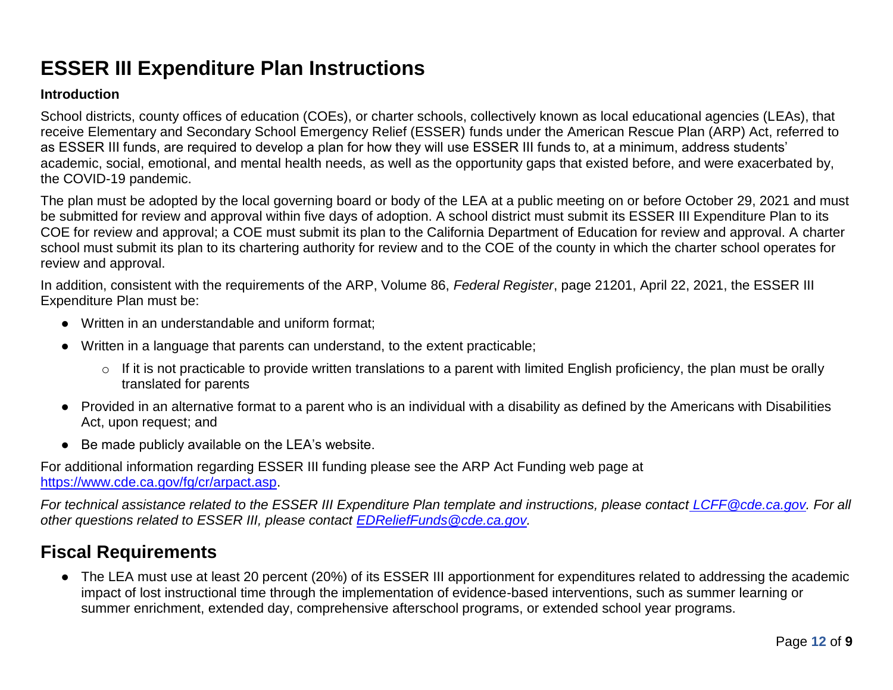# ESSER III Expenditure Plan Instructions

**Introduction**

School districts, county offices of education (COEs), or charter schools, collectively known as local educational agencies (LEAs), that receive Elementary and Secondary School Emergency Relief (ESSER) funds under the American Rescue Plan (ARP) Act, referred to as ESSER III funds, are required to develop a plan for how they will use ESSER III funds to, at a minimum, address students' academic, social, emotional, and mental health needs, as well as the opportunity gaps that existed before, and were exacerbated by, the COVID-19 pandemic.

The plan must be adopted by the local governing board or body of the LEA at a public meeting on or before October 29, 2021 and must be submitted for review and approval within five days of adoption. A school district must submit its ESSER III Expenditure Plan to its COE for review and approval; a COE must submit its plan to the California Department of Education for review and approval. A charter school must submit its plan to its chartering authority for review and to the COE of the county in which the charter school operates for review and approval.

In addition, consistent with the requirements of the ARP, Volume 86, *Federal Register*, page 21201, April 22, 2021, the ESSER III Expenditure Plan must be:

- Written in an understandable and uniform format;
- Written in a language that parents can understand, to the extent practicable;
  - If it is not practicable to provide written translations to a parent with limited English proficiency, the plan must be orally translated for parents
- Provided in an alternative format to a parent who is an individual with a disability as defined by the Americans with Disabilities Act, upon request; and
- Be made publicly available on the LEA's website.

For additional information regarding ESSER III funding please see the ARP Act Funding web page at https://www.cde.ca.gov/fg/cr/arpact.asp.

*For technical assistance related to the ESSER III Expenditure Plan template and instructions, please contact LCFF@cde.ca.gov. For all other questions related to ESSER III, please contact EDReliefFunds@cde.ca.gov.*

## Fiscal Requirements

- The LEA must use at least 20 percent (20%) of its ESSER III apportionment for expenditures related to addressing the academic impact of lost instructional time through the implementation of evidence-based interventions, such as summer learning or summer enrichment, extended day, comprehensive afterschool programs, or extended school year programs.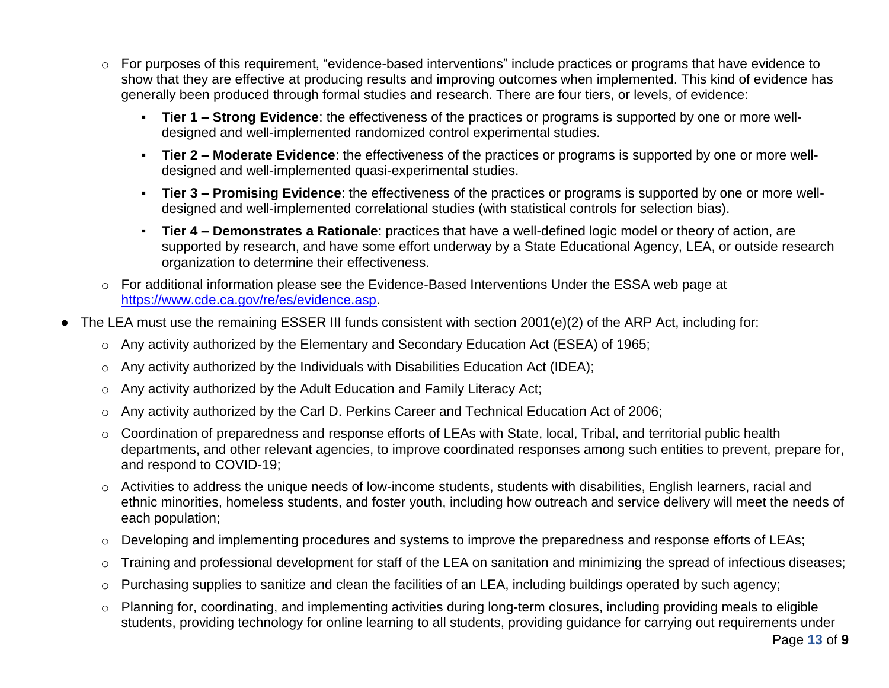- For purposes of this requirement, "evidence-based interventions" include practices or programs that have evidence to show that they are effective at producing results and improving outcomes when implemented. This kind of evidence has generally been produced through formal studies and research. There are four tiers, or levels, of evidence:
  - **Tier 1 – Strong Evidence**: the effectiveness of the practices or programs is supported by one or more well-designed and well-implemented randomized control experimental studies.
  - **Tier 2 – Moderate Evidence**: the effectiveness of the practices or programs is supported by one or more well-designed and well-implemented quasi-experimental studies.
  - **Tier 3 – Promising Evidence**: the effectiveness of the practices or programs is supported by one or more well-designed and well-implemented correlational studies (with statistical controls for selection bias).
  - **Tier 4 – Demonstrates a Rationale**: practices that have a well-defined logic model or theory of action, are supported by research, and have some effort underway by a State Educational Agency, LEA, or outside research organization to determine their effectiveness.
- For additional information please see the Evidence-Based Interventions Under the ESSA web page at [https://www.cde.ca.gov/re/es/evidence.asp](https://www.cde.ca.gov/re/es/evidence.asp).

- The LEA must use the remaining ESSER III funds consistent with section 2001(e)(2) of the ARP Act, including for:
  - Any activity authorized by the Elementary and Secondary Education Act (ESEA) of 1965;
  - Any activity authorized by the Individuals with Disabilities Education Act (IDEA);
  - Any activity authorized by the Adult Education and Family Literacy Act;
  - Any activity authorized by the Carl D. Perkins Career and Technical Education Act of 2006;
  - Coordination of preparedness and response efforts of LEAs with State, local, Tribal, and territorial public health departments, and other relevant agencies, to improve coordinated responses among such entities to prevent, prepare for, and respond to COVID-19;
  - Activities to address the unique needs of low-income students, students with disabilities, English learners, racial and ethnic minorities, homeless students, and foster youth, including how outreach and service delivery will meet the needs of each population;
  - Developing and implementing procedures and systems to improve the preparedness and response efforts of LEAs;
  - Training and professional development for staff of the LEA on sanitation and minimizing the spread of infectious diseases;
  - Purchasing supplies to sanitize and clean the facilities of an LEA, including buildings operated by such agency;
  - Planning for, coordinating, and implementing activities during long-term closures, including providing meals to eligible students, providing technology for online learning to all students, providing guidance for carrying out requirements under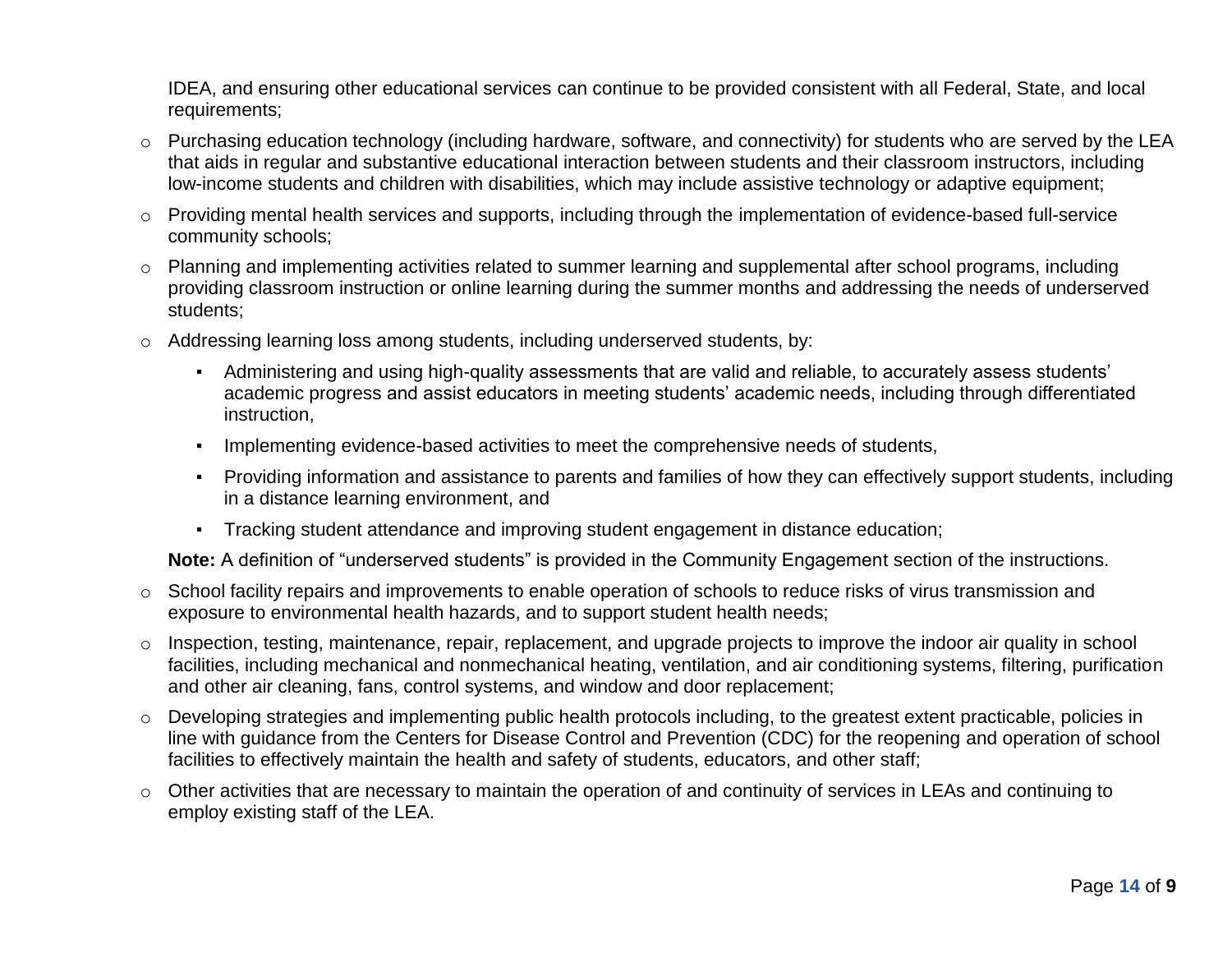IDEA, and ensuring other educational services can continue to be provided consistent with all Federal, State, and local requirements;

- Purchasing education technology (including hardware, software, and connectivity) for students who are served by the LEA that aids in regular and substantive educational interaction between students and their classroom instructors, including low-income students and children with disabilities, which may include assistive technology or adaptive equipment;
- Providing mental health services and supports, including through the implementation of evidence-based full-service community schools;
- Planning and implementing activities related to summer learning and supplemental after school programs, including providing classroom instruction or online learning during the summer months and addressing the needs of underserved students;
- Addressing learning loss among students, including underserved students, by:
  - Administering and using high-quality assessments that are valid and reliable, to accurately assess students' academic progress and assist educators in meeting students' academic needs, including through differentiated instruction,
  - Implementing evidence-based activities to meet the comprehensive needs of students,
  - Providing information and assistance to parents and families of how they can effectively support students, including in a distance learning environment, and
  - Tracking student attendance and improving student engagement in distance education;

  **Note:** A definition of "underserved students" is provided in the Community Engagement section of the instructions.
- School facility repairs and improvements to enable operation of schools to reduce risks of virus transmission and exposure to environmental health hazards, and to support student health needs;
- Inspection, testing, maintenance, repair, replacement, and upgrade projects to improve the indoor air quality in school facilities, including mechanical and nonmechanical heating, ventilation, and air conditioning systems, filtering, purification and other air cleaning, fans, control systems, and window and door replacement;
- Developing strategies and implementing public health protocols including, to the greatest extent practicable, policies in line with guidance from the Centers for Disease Control and Prevention (CDC) for the reopening and operation of school facilities to effectively maintain the health and safety of students, educators, and other staff;
- Other activities that are necessary to maintain the operation of and continuity of services in LEAs and continuing to employ existing staff of the LEA.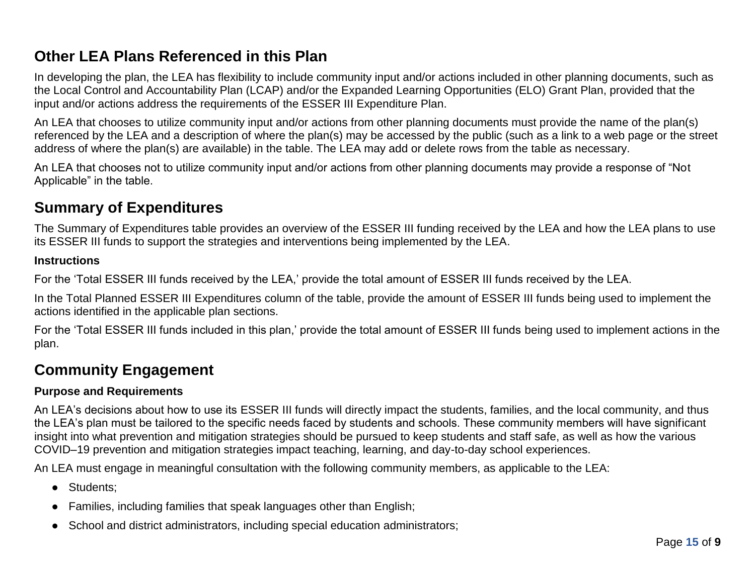## Other LEA Plans Referenced in this Plan

In developing the plan, the LEA has flexibility to include community input and/or actions included in other planning documents, such as the Local Control and Accountability Plan (LCAP) and/or the Expanded Learning Opportunities (ELO) Grant Plan, provided that the input and/or actions address the requirements of the ESSER III Expenditure Plan.

An LEA that chooses to utilize community input and/or actions from other planning documents must provide the name of the plan(s) referenced by the LEA and a description of where the plan(s) may be accessed by the public (such as a link to a web page or the street address of where the plan(s) are available) in the table. The LEA may add or delete rows from the table as necessary.

An LEA that chooses not to utilize community input and/or actions from other planning documents may provide a response of "Not Applicable" in the table.

## Summary of Expenditures

The Summary of Expenditures table provides an overview of the ESSER III funding received by the LEA and how the LEA plans to use its ESSER III funds to support the strategies and interventions being implemented by the LEA.

**Instructions**

For the 'Total ESSER III funds received by the LEA,' provide the total amount of ESSER III funds received by the LEA.

In the Total Planned ESSER III Expenditures column of the table, provide the amount of ESSER III funds being used to implement the actions identified in the applicable plan sections.

For the 'Total ESSER III funds included in this plan,' provide the total amount of ESSER III funds being used to implement actions in the plan.

## Community Engagement

**Purpose and Requirements**

An LEA's decisions about how to use its ESSER III funds will directly impact the students, families, and the local community, and thus the LEA's plan must be tailored to the specific needs faced by students and schools. These community members will have significant insight into what prevention and mitigation strategies should be pursued to keep students and staff safe, as well as how the various COVID–19 prevention and mitigation strategies impact teaching, learning, and day-to-day school experiences.

An LEA must engage in meaningful consultation with the following community members, as applicable to the LEA:

- Students;
- Families, including families that speak languages other than English;
- School and district administrators, including special education administrators;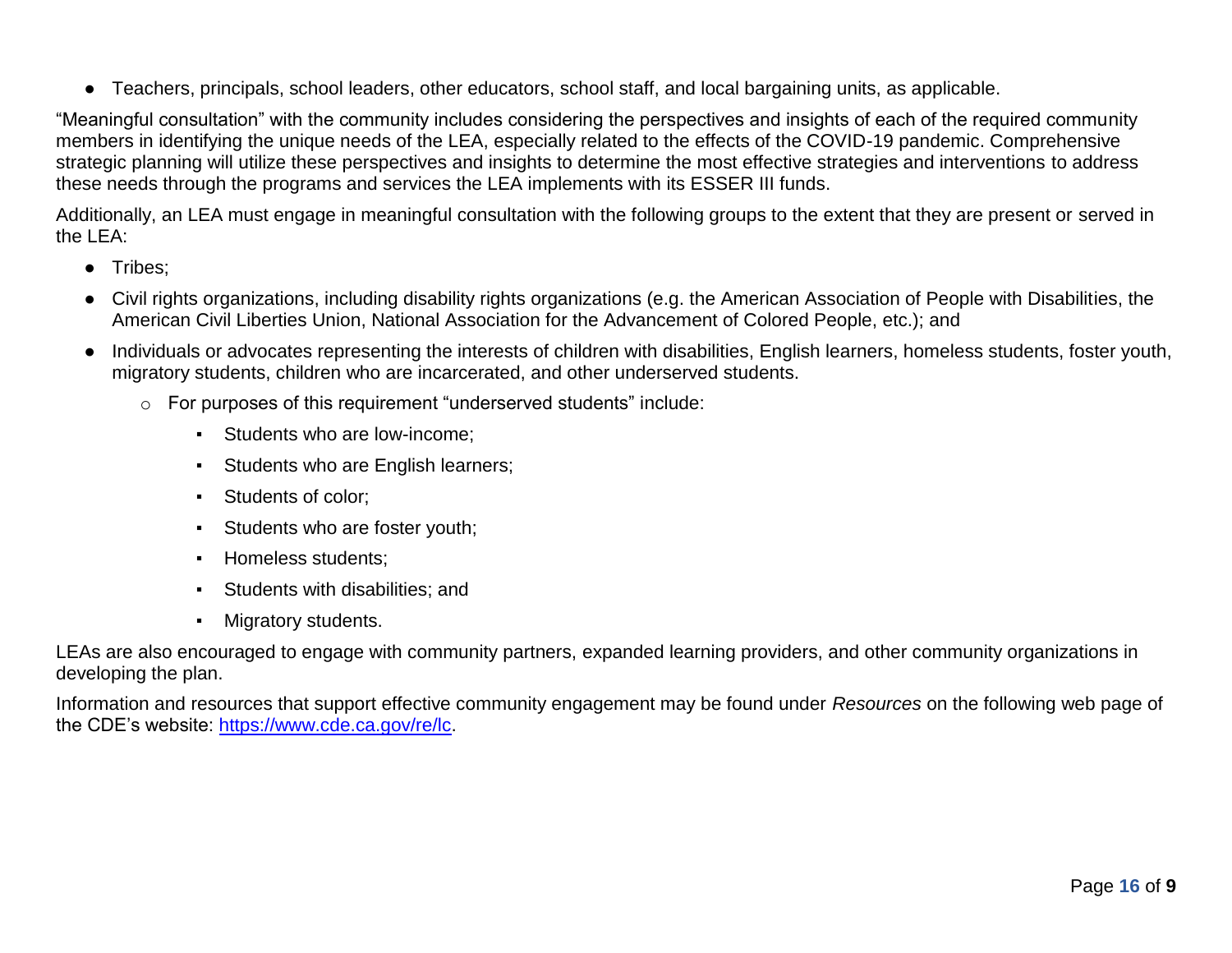- Teachers, principals, school leaders, other educators, school staff, and local bargaining units, as applicable.

"Meaningful consultation" with the community includes considering the perspectives and insights of each of the required community members in identifying the unique needs of the LEA, especially related to the effects of the COVID-19 pandemic. Comprehensive strategic planning will utilize these perspectives and insights to determine the most effective strategies and interventions to address these needs through the programs and services the LEA implements with its ESSER III funds.

Additionally, an LEA must engage in meaningful consultation with the following groups to the extent that they are present or served in the LEA:

- Tribes;
- Civil rights organizations, including disability rights organizations (e.g. the American Association of People with Disabilities, the American Civil Liberties Union, National Association for the Advancement of Colored People, etc.); and
- Individuals or advocates representing the interests of children with disabilities, English learners, homeless students, foster youth, migratory students, children who are incarcerated, and other underserved students.
  - For purposes of this requirement "underserved students" include:
    - Students who are low-income;
    - Students who are English learners;
    - Students of color;
    - Students who are foster youth;
    - Homeless students;
    - Students with disabilities; and
    - Migratory students.

LEAs are also encouraged to engage with community partners, expanded learning providers, and other community organizations in developing the plan.

Information and resources that support effective community engagement may be found under *Resources* on the following web page of the CDE's website: [https://www.cde.ca.gov/re/lc](https://www.cde.ca.gov/re/lc).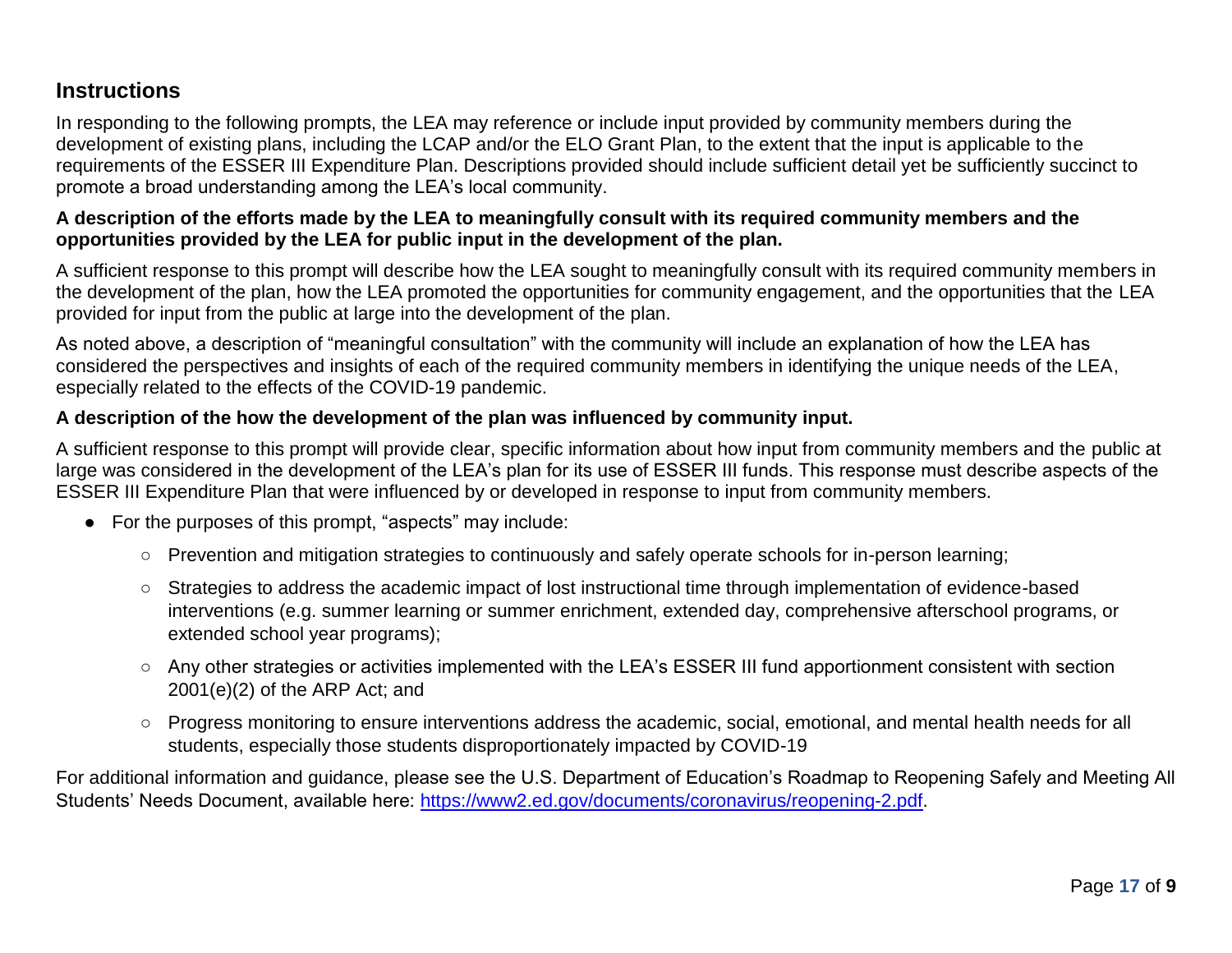## Instructions

In responding to the following prompts, the LEA may reference or include input provided by community members during the development of existing plans, including the LCAP and/or the ELO Grant Plan, to the extent that the input is applicable to the requirements of the ESSER III Expenditure Plan. Descriptions provided should include sufficient detail yet be sufficiently succinct to promote a broad understanding among the LEA's local community.

**A description of the efforts made by the LEA to meaningfully consult with its required community members and the opportunities provided by the LEA for public input in the development of the plan.**

A sufficient response to this prompt will describe how the LEA sought to meaningfully consult with its required community members in the development of the plan, how the LEA promoted the opportunities for community engagement, and the opportunities that the LEA provided for input from the public at large into the development of the plan.

As noted above, a description of "meaningful consultation" with the community will include an explanation of how the LEA has considered the perspectives and insights of each of the required community members in identifying the unique needs of the LEA, especially related to the effects of the COVID-19 pandemic.

**A description of the how the development of the plan was influenced by community input.**

A sufficient response to this prompt will provide clear, specific information about how input from community members and the public at large was considered in the development of the LEA's plan for its use of ESSER III funds. This response must describe aspects of the ESSER III Expenditure Plan that were influenced by or developed in response to input from community members.

- For the purposes of this prompt, "aspects" may include:
  - Prevention and mitigation strategies to continuously and safely operate schools for in-person learning;
  - Strategies to address the academic impact of lost instructional time through implementation of evidence-based interventions (e.g. summer learning or summer enrichment, extended day, comprehensive afterschool programs, or extended school year programs);
  - Any other strategies or activities implemented with the LEA's ESSER III fund apportionment consistent with section 2001(e)(2) of the ARP Act; and
  - Progress monitoring to ensure interventions address the academic, social, emotional, and mental health needs for all students, especially those students disproportionately impacted by COVID-19

For additional information and guidance, please see the U.S. Department of Education's Roadmap to Reopening Safely and Meeting All Students' Needs Document, available here: [https://www2.ed.gov/documents/coronavirus/reopening-2.pdf](https://www2.ed.gov/documents/coronavirus/reopening-2.pdf).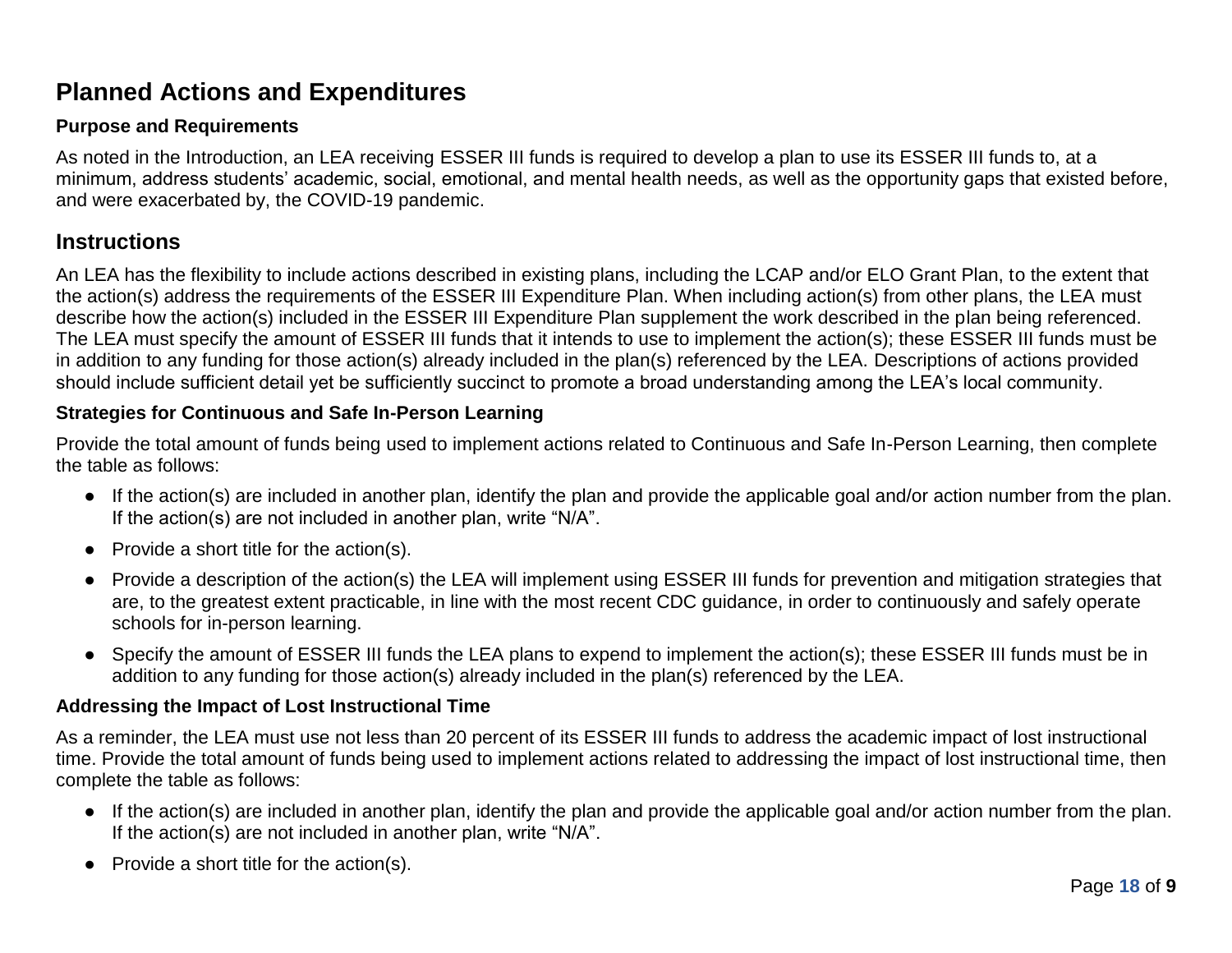## Planned Actions and Expenditures

### Purpose and Requirements

As noted in the Introduction, an LEA receiving ESSER III funds is required to develop a plan to use its ESSER III funds to, at a minimum, address students' academic, social, emotional, and mental health needs, as well as the opportunity gaps that existed before, and were exacerbated by, the COVID-19 pandemic.

## Instructions

An LEA has the flexibility to include actions described in existing plans, including the LCAP and/or ELO Grant Plan, to the extent that the action(s) address the requirements of the ESSER III Expenditure Plan. When including action(s) from other plans, the LEA must describe how the action(s) included in the ESSER III Expenditure Plan supplement the work described in the plan being referenced. The LEA must specify the amount of ESSER III funds that it intends to use to implement the action(s); these ESSER III funds must be in addition to any funding for those action(s) already included in the plan(s) referenced by the LEA. Descriptions of actions provided should include sufficient detail yet be sufficiently succinct to promote a broad understanding among the LEA's local community.

### Strategies for Continuous and Safe In-Person Learning

Provide the total amount of funds being used to implement actions related to Continuous and Safe In-Person Learning, then complete the table as follows:

- If the action(s) are included in another plan, identify the plan and provide the applicable goal and/or action number from the plan. If the action(s) are not included in another plan, write "N/A".
- Provide a short title for the action(s).
- Provide a description of the action(s) the LEA will implement using ESSER III funds for prevention and mitigation strategies that are, to the greatest extent practicable, in line with the most recent CDC guidance, in order to continuously and safely operate schools for in-person learning.
- Specify the amount of ESSER III funds the LEA plans to expend to implement the action(s); these ESSER III funds must be in addition to any funding for those action(s) already included in the plan(s) referenced by the LEA.

### Addressing the Impact of Lost Instructional Time

As a reminder, the LEA must use not less than 20 percent of its ESSER III funds to address the academic impact of lost instructional time. Provide the total amount of funds being used to implement actions related to addressing the impact of lost instructional time, then complete the table as follows:

- If the action(s) are included in another plan, identify the plan and provide the applicable goal and/or action number from the plan. If the action(s) are not included in another plan, write "N/A".
- Provide a short title for the action(s).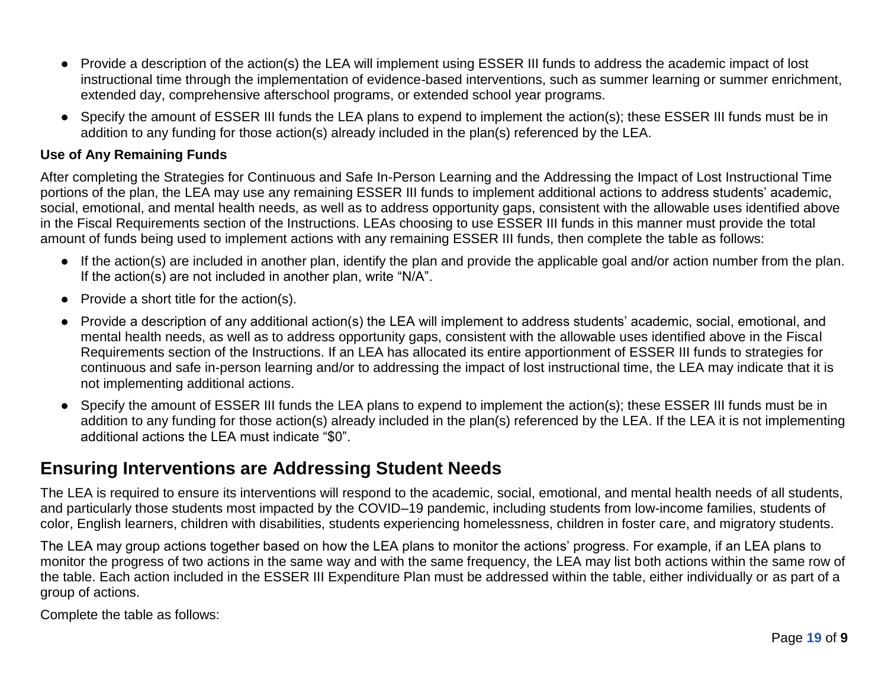- Provide a description of the action(s) the LEA will implement using ESSER III funds to address the academic impact of lost instructional time through the implementation of evidence-based interventions, such as summer learning or summer enrichment, extended day, comprehensive afterschool programs, or extended school year programs.
- Specify the amount of ESSER III funds the LEA plans to expend to implement the action(s); these ESSER III funds must be in addition to any funding for those action(s) already included in the plan(s) referenced by the LEA.

**Use of Any Remaining Funds**

After completing the Strategies for Continuous and Safe In-Person Learning and the Addressing the Impact of Lost Instructional Time portions of the plan, the LEA may use any remaining ESSER III funds to implement additional actions to address students' academic, social, emotional, and mental health needs, as well as to address opportunity gaps, consistent with the allowable uses identified above in the Fiscal Requirements section of the Instructions. LEAs choosing to use ESSER III funds in this manner must provide the total amount of funds being used to implement actions with any remaining ESSER III funds, then complete the table as follows:

- If the action(s) are included in another plan, identify the plan and provide the applicable goal and/or action number from the plan. If the action(s) are not included in another plan, write "N/A".
- Provide a short title for the action(s).
- Provide a description of any additional action(s) the LEA will implement to address students' academic, social, emotional, and mental health needs, as well as to address opportunity gaps, consistent with the allowable uses identified above in the Fiscal Requirements section of the Instructions. If an LEA has allocated its entire apportionment of ESSER III funds to strategies for continuous and safe in-person learning and/or to addressing the impact of lost instructional time, the LEA may indicate that it is not implementing additional actions.
- Specify the amount of ESSER III funds the LEA plans to expend to implement the action(s); these ESSER III funds must be in addition to any funding for those action(s) already included in the plan(s) referenced by the LEA. If the LEA it is not implementing additional actions the LEA must indicate "$0".

## Ensuring Interventions are Addressing Student Needs

The LEA is required to ensure its interventions will respond to the academic, social, emotional, and mental health needs of all students, and particularly those students most impacted by the COVID–19 pandemic, including students from low-income families, students of color, English learners, children with disabilities, students experiencing homelessness, children in foster care, and migratory students.

The LEA may group actions together based on how the LEA plans to monitor the actions' progress. For example, if an LEA plans to monitor the progress of two actions in the same way and with the same frequency, the LEA may list both actions within the same row of the table. Each action included in the ESSER III Expenditure Plan must be addressed within the table, either individually or as part of a group of actions.

Complete the table as follows: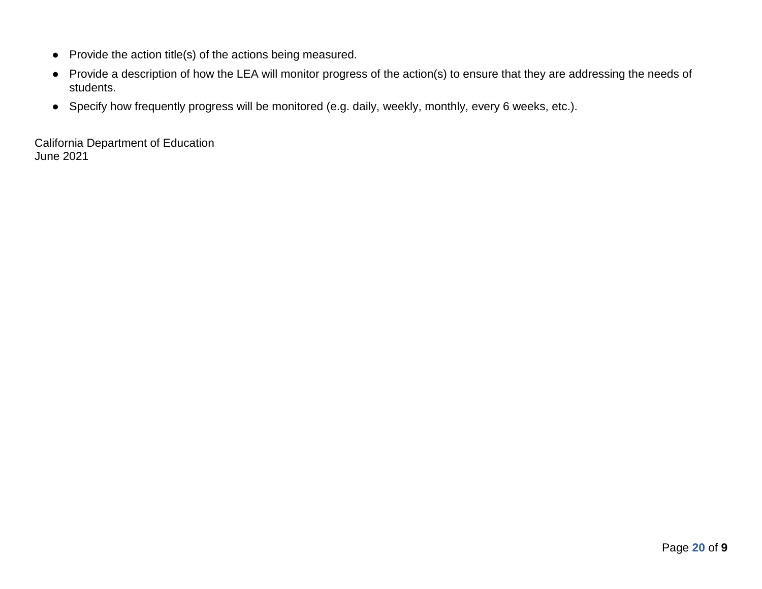- Provide the action title(s) of the actions being measured.
- Provide a description of how the LEA will monitor progress of the action(s) to ensure that they are addressing the needs of students.
- Specify how frequently progress will be monitored (e.g. daily, weekly, monthly, every 6 weeks, etc.).

California Department of Education
June 2021